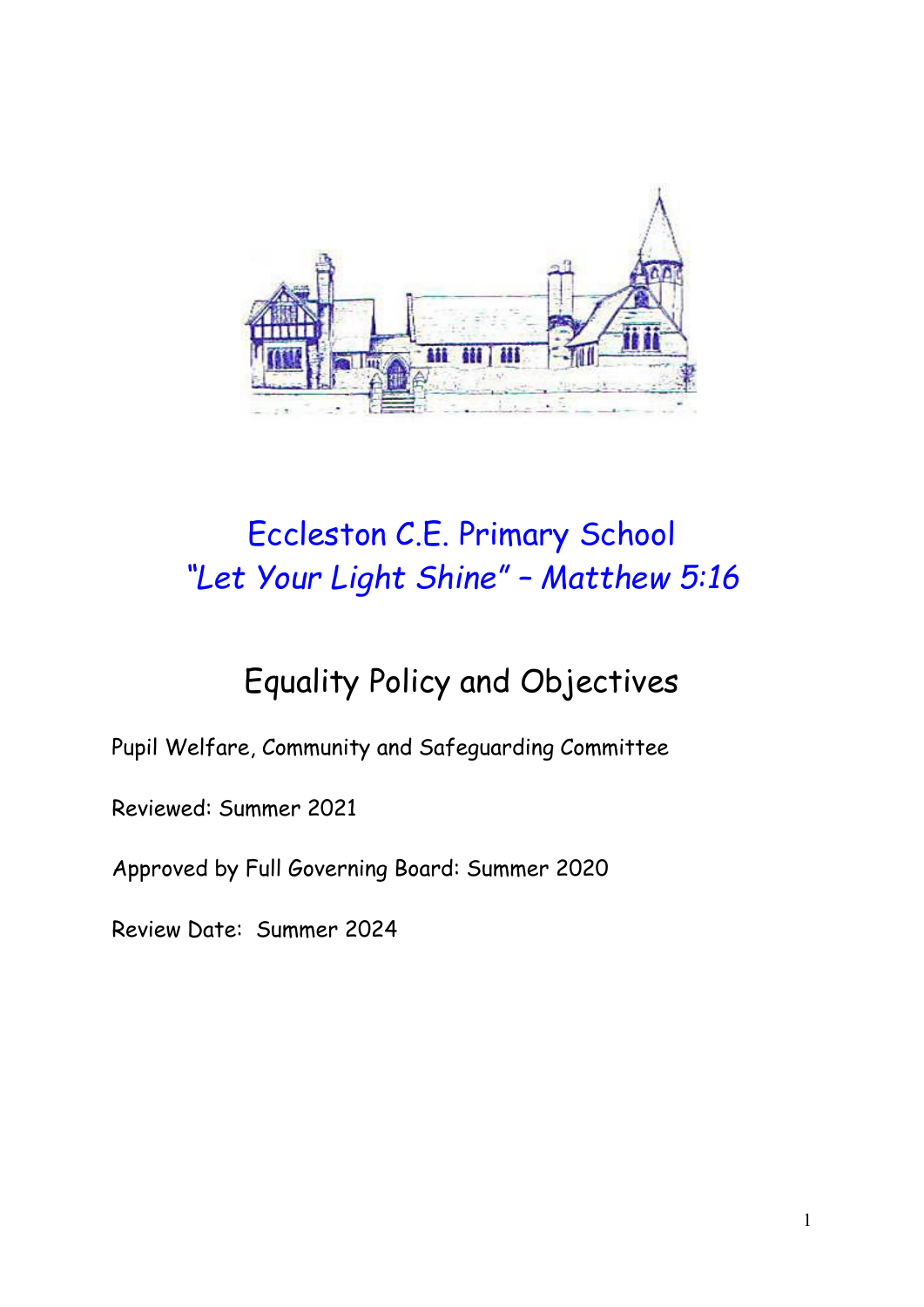# Eccleston C.E. Primary School

*"Let Your Light Shine" – Matthew 5:16*

## Equality Policy and Objectives

Pupil Welfare, Community and Safeguarding Committee

Reviewed: Summer 2021

Approved by Full Governing Board: Summer 2020

Review Date: Summer 2024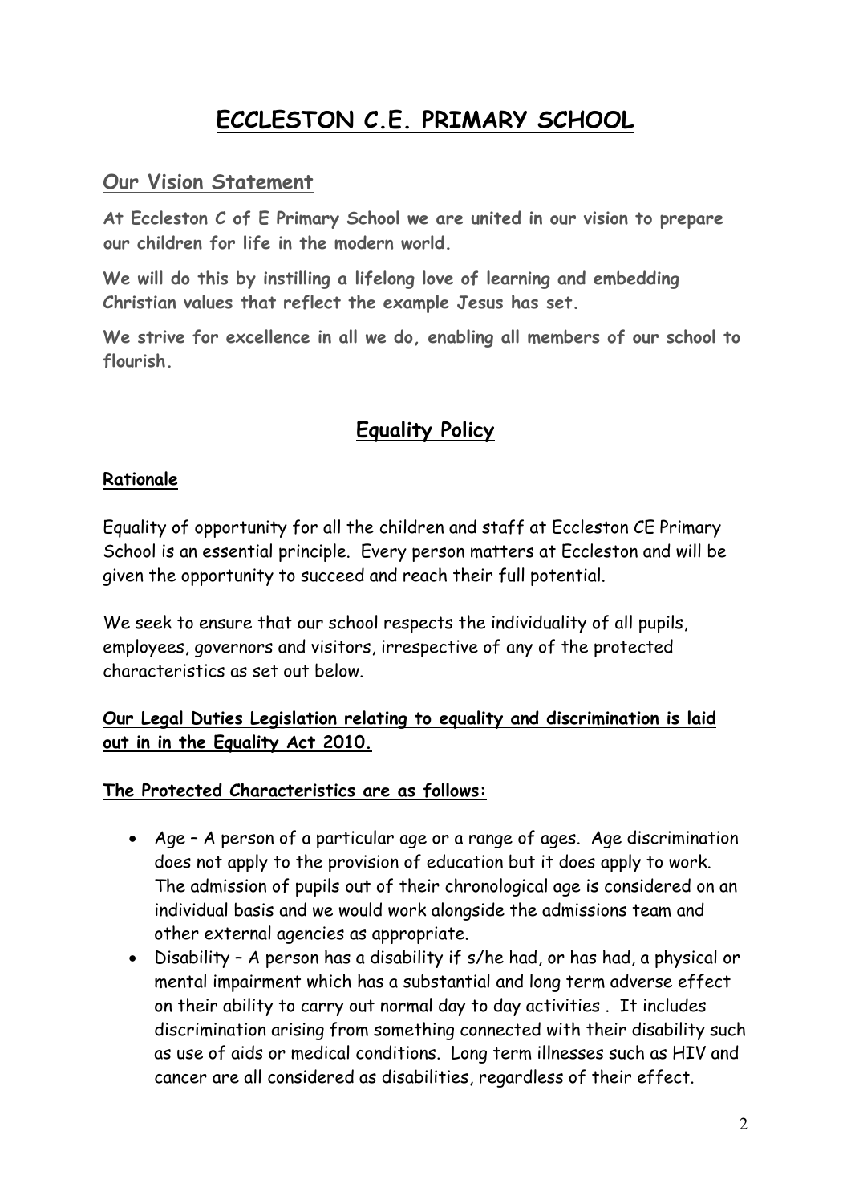# ECCLESTON C.E. PRIMARY SCHOOL

## Our Vision Statement

**At Eccleston C of E Primary School we are united in our vision to prepare our children for life in the modern world.**

**We will do this by instilling a lifelong love of learning and embedding Christian values that reflect the example Jesus has set.**

**We strive for excellence in all we do, enabling all members of our school to flourish.**

## Equality Policy

### Rationale

Equality of opportunity for all the children and staff at Eccleston CE Primary School is an essential principle. Every person matters at Eccleston and will be given the opportunity to succeed and reach their full potential.

We seek to ensure that our school respects the individuality of all pupils, employees, governors and visitors, irrespective of any of the protected characteristics as set out below.

**Our Legal Duties Legislation relating to equality and discrimination is laid out in in the Equality Act 2010.**

**The Protected Characteristics are as follows:**

- Age – A person of a particular age or a range of ages. Age discrimination does not apply to the provision of education but it does apply to work. The admission of pupils out of their chronological age is considered on an individual basis and we would work alongside the admissions team and other external agencies as appropriate.
- Disability – A person has a disability if s/he had, or has had, a physical or mental impairment which has a substantial and long term adverse effect on their ability to carry out normal day to day activities . It includes discrimination arising from something connected with their disability such as use of aids or medical conditions. Long term illnesses such as HIV and cancer are all considered as disabilities, regardless of their effect.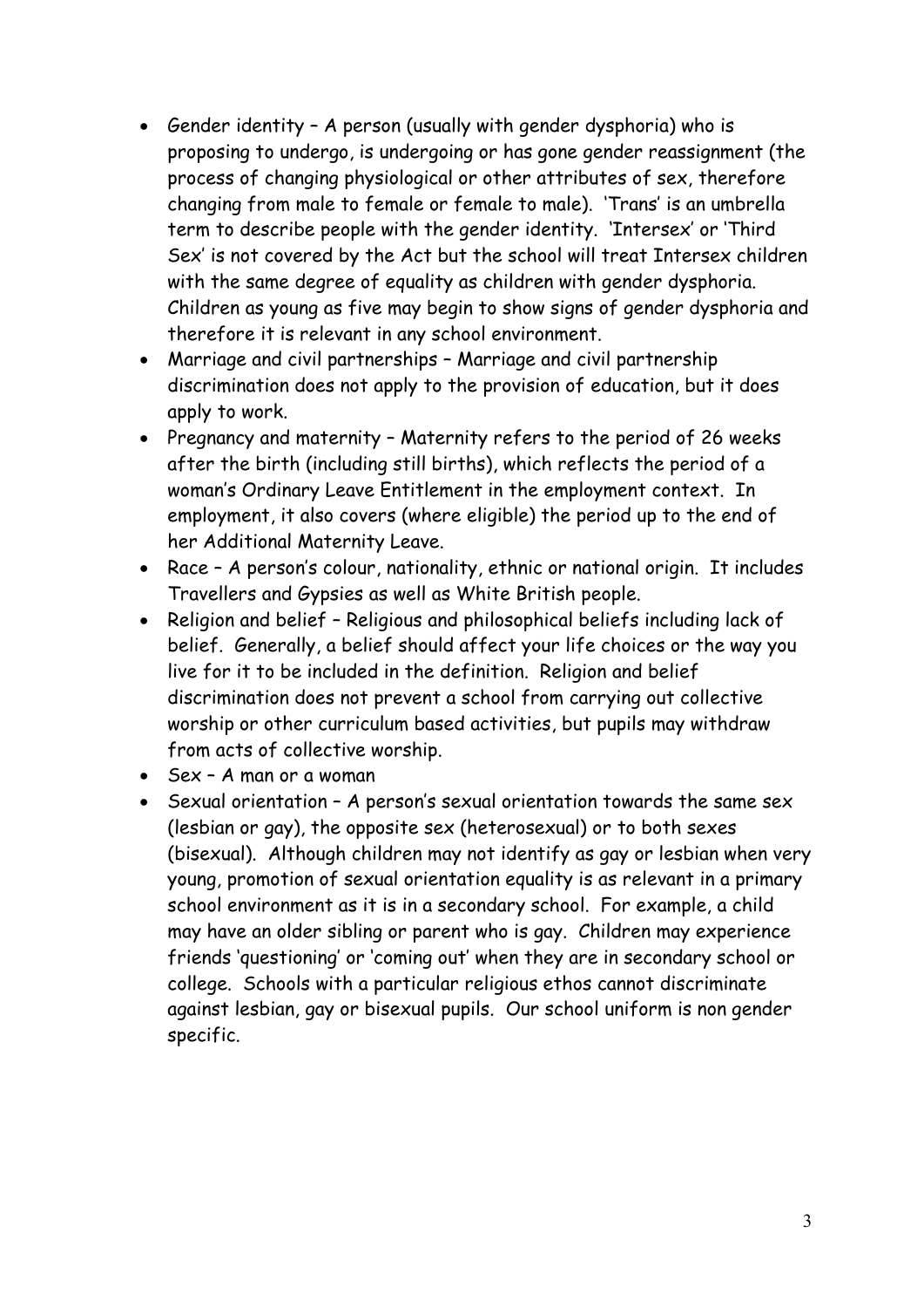- Gender identity – A person (usually with gender dysphoria) who is proposing to undergo, is undergoing or has gone gender reassignment (the process of changing physiological or other attributes of sex, therefore changing from male to female or female to male). 'Trans' is an umbrella term to describe people with the gender identity. 'Intersex' or 'Third Sex' is not covered by the Act but the school will treat Intersex children with the same degree of equality as children with gender dysphoria. Children as young as five may begin to show signs of gender dysphoria and therefore it is relevant in any school environment.
- Marriage and civil partnerships – Marriage and civil partnership discrimination does not apply to the provision of education, but it does apply to work.
- Pregnancy and maternity – Maternity refers to the period of 26 weeks after the birth (including still births), which reflects the period of a woman's Ordinary Leave Entitlement in the employment context. In employment, it also covers (where eligible) the period up to the end of her Additional Maternity Leave.
- Race – A person's colour, nationality, ethnic or national origin. It includes Travellers and Gypsies as well as White British people.
- Religion and belief – Religious and philosophical beliefs including lack of belief. Generally, a belief should affect your life choices or the way you live for it to be included in the definition. Religion and belief discrimination does not prevent a school from carrying out collective worship or other curriculum based activities, but pupils may withdraw from acts of collective worship.
- Sex – A man or a woman
- Sexual orientation – A person's sexual orientation towards the same sex (lesbian or gay), the opposite sex (heterosexual) or to both sexes (bisexual). Although children may not identify as gay or lesbian when very young, promotion of sexual orientation equality is as relevant in a primary school environment as it is in a secondary school. For example, a child may have an older sibling or parent who is gay. Children may experience friends 'questioning' or 'coming out' when they are in secondary school or college. Schools with a particular religious ethos cannot discriminate against lesbian, gay or bisexual pupils. Our school uniform is non gender specific.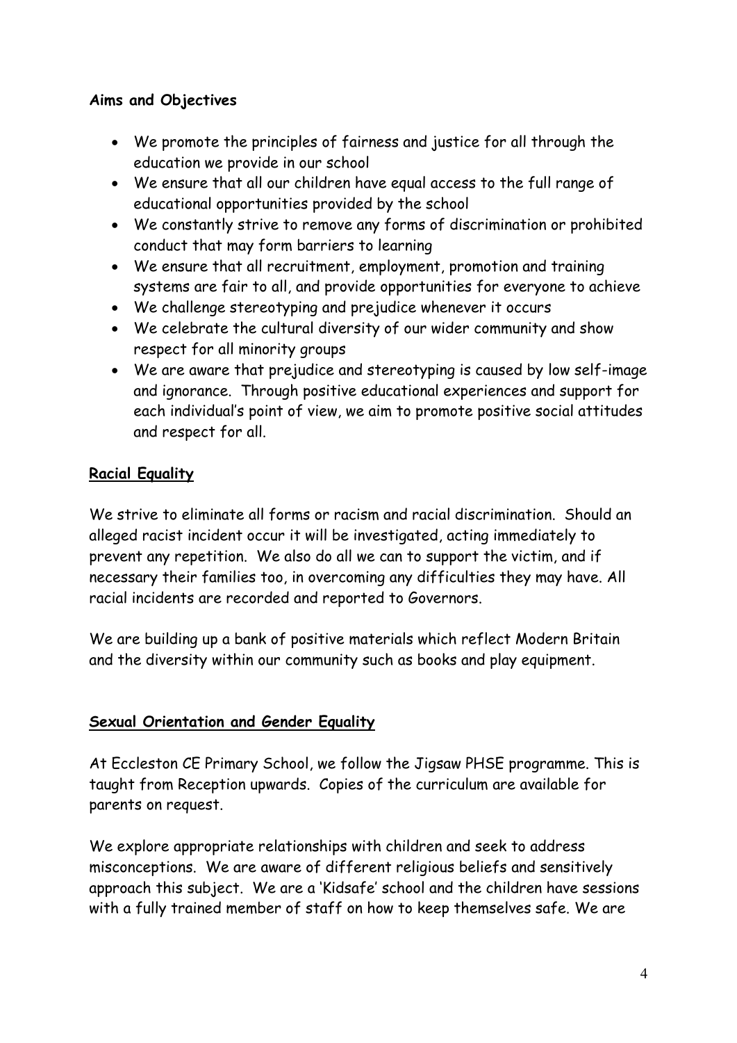**Aims and Objectives**

- We promote the principles of fairness and justice for all through the education we provide in our school
- We ensure that all our children have equal access to the full range of educational opportunities provided by the school
- We constantly strive to remove any forms of discrimination or prohibited conduct that may form barriers to learning
- We ensure that all recruitment, employment, promotion and training systems are fair to all, and provide opportunities for everyone to achieve
- We challenge stereotyping and prejudice whenever it occurs
- We celebrate the cultural diversity of our wider community and show respect for all minority groups
- We are aware that prejudice and stereotyping is caused by low self-image and ignorance. Through positive educational experiences and support for each individual's point of view, we aim to promote positive social attitudes and respect for all.

## Racial Equality

We strive to eliminate all forms or racism and racial discrimination. Should an alleged racist incident occur it will be investigated, acting immediately to prevent any repetition. We also do all we can to support the victim, and if necessary their families too, in overcoming any difficulties they may have. All racial incidents are recorded and reported to Governors.

We are building up a bank of positive materials which reflect Modern Britain and the diversity within our community such as books and play equipment.

## Sexual Orientation and Gender Equality

At Eccleston CE Primary School, we follow the Jigsaw PHSE programme. This is taught from Reception upwards. Copies of the curriculum are available for parents on request.

We explore appropriate relationships with children and seek to address misconceptions. We are aware of different religious beliefs and sensitively approach this subject. We are a 'Kidsafe' school and the children have sessions with a fully trained member of staff on how to keep themselves safe. We are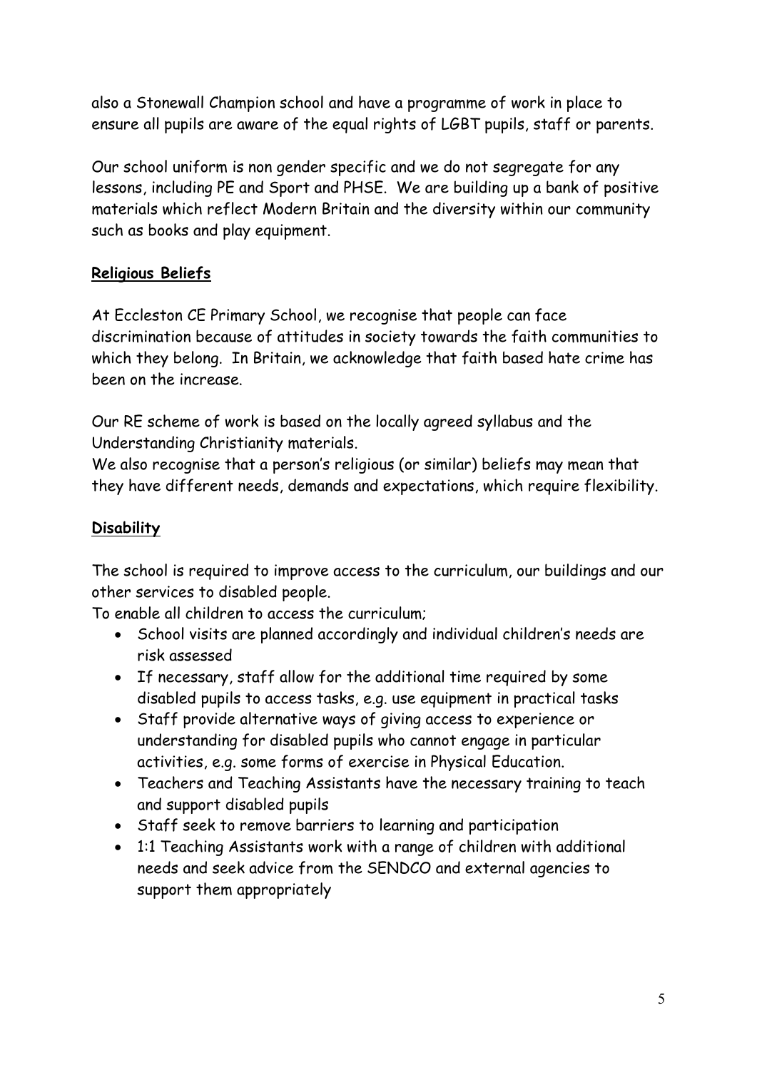also a Stonewall Champion school and have a programme of work in place to ensure all pupils are aware of the equal rights of LGBT pupils, staff or parents.

Our school uniform is non gender specific and we do not segregate for any lessons, including PE and Sport and PHSE. We are building up a bank of positive materials which reflect Modern Britain and the diversity within our community such as books and play equipment.

## Religious Beliefs

At Eccleston CE Primary School, we recognise that people can face discrimination because of attitudes in society towards the faith communities to which they belong. In Britain, we acknowledge that faith based hate crime has been on the increase.

Our RE scheme of work is based on the locally agreed syllabus and the Understanding Christianity materials.
We also recognise that a person's religious (or similar) beliefs may mean that they have different needs, demands and expectations, which require flexibility.

## Disability

The school is required to improve access to the curriculum, our buildings and our other services to disabled people.
To enable all children to access the curriculum;

- School visits are planned accordingly and individual children's needs are risk assessed
- If necessary, staff allow for the additional time required by some disabled pupils to access tasks, e.g. use equipment in practical tasks
- Staff provide alternative ways of giving access to experience or understanding for disabled pupils who cannot engage in particular activities, e.g. some forms of exercise in Physical Education.
- Teachers and Teaching Assistants have the necessary training to teach and support disabled pupils
- Staff seek to remove barriers to learning and participation
- 1:1 Teaching Assistants work with a range of children with additional needs and seek advice from the SENDCO and external agencies to support them appropriately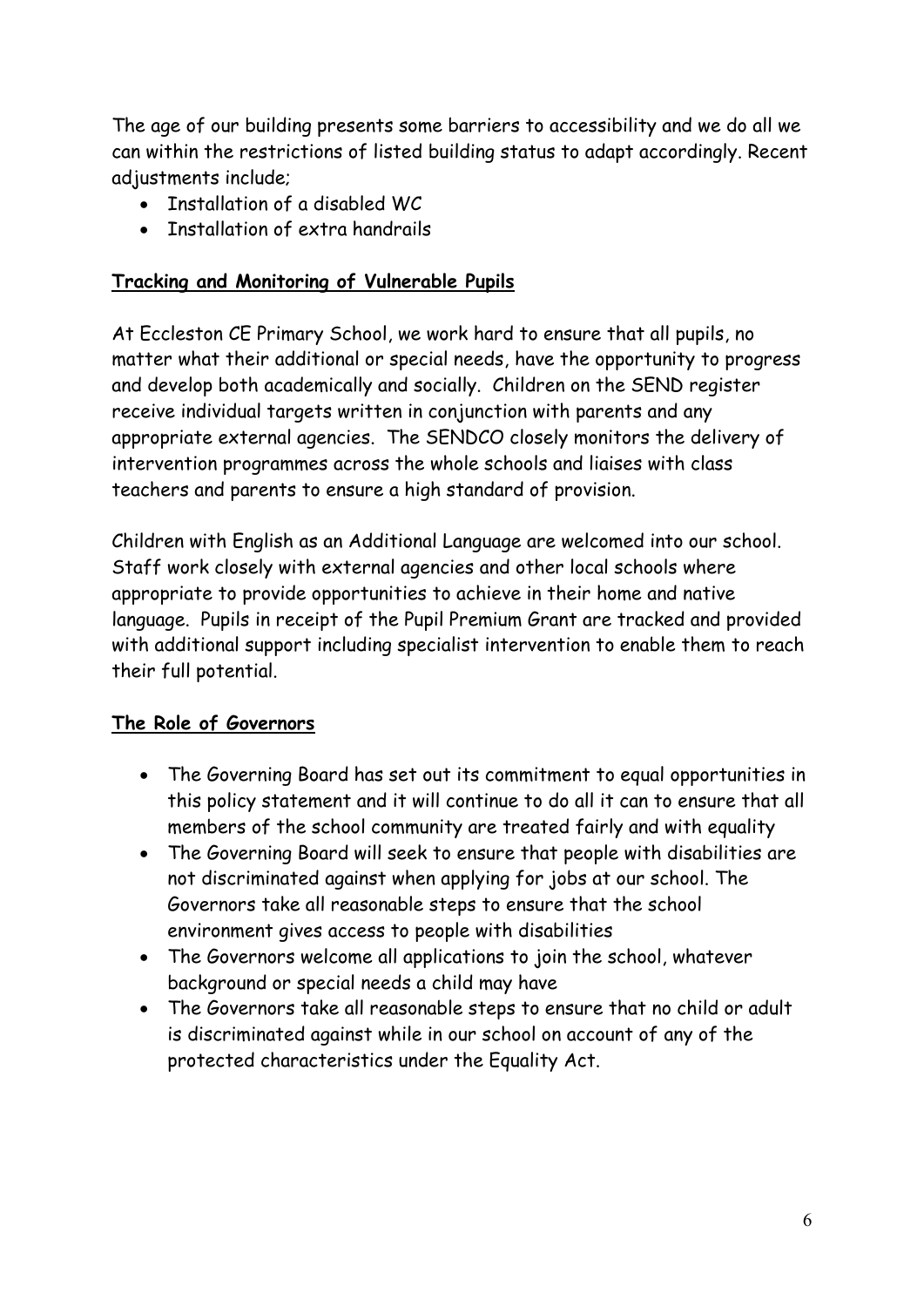The age of our building presents some barriers to accessibility and we do all we can within the restrictions of listed building status to adapt accordingly. Recent adjustments include;

- Installation of a disabled WC
- Installation of extra handrails

**Tracking and Monitoring of Vulnerable Pupils**

At Eccleston CE Primary School, we work hard to ensure that all pupils, no matter what their additional or special needs, have the opportunity to progress and develop both academically and socially. Children on the SEND register receive individual targets written in conjunction with parents and any appropriate external agencies. The SENDCO closely monitors the delivery of intervention programmes across the whole schools and liaises with class teachers and parents to ensure a high standard of provision.

Children with English as an Additional Language are welcomed into our school. Staff work closely with external agencies and other local schools where appropriate to provide opportunities to achieve in their home and native language. Pupils in receipt of the Pupil Premium Grant are tracked and provided with additional support including specialist intervention to enable them to reach their full potential.

**The Role of Governors**

- The Governing Board has set out its commitment to equal opportunities in this policy statement and it will continue to do all it can to ensure that all members of the school community are treated fairly and with equality
- The Governing Board will seek to ensure that people with disabilities are not discriminated against when applying for jobs at our school. The Governors take all reasonable steps to ensure that the school environment gives access to people with disabilities
- The Governors welcome all applications to join the school, whatever background or special needs a child may have
- The Governors take all reasonable steps to ensure that no child or adult is discriminated against while in our school on account of any of the protected characteristics under the Equality Act.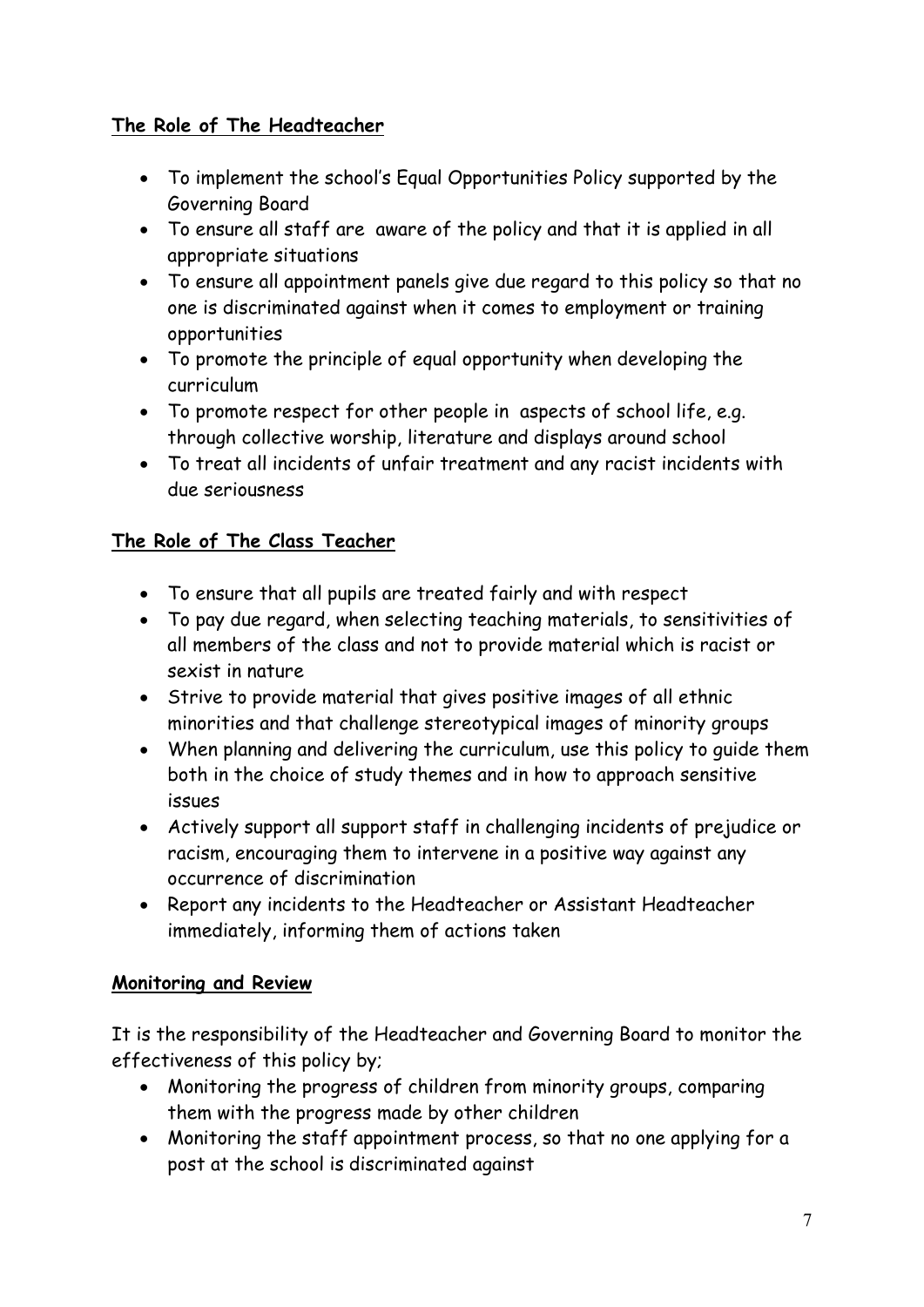**The Role of The Headteacher**

- To implement the school's Equal Opportunities Policy supported by the Governing Board
- To ensure all staff are aware of the policy and that it is applied in all appropriate situations
- To ensure all appointment panels give due regard to this policy so that no one is discriminated against when it comes to employment or training opportunities
- To promote the principle of equal opportunity when developing the curriculum
- To promote respect for other people in aspects of school life, e.g. through collective worship, literature and displays around school
- To treat all incidents of unfair treatment and any racist incidents with due seriousness

**The Role of The Class Teacher**

- To ensure that all pupils are treated fairly and with respect
- To pay due regard, when selecting teaching materials, to sensitivities of all members of the class and not to provide material which is racist or sexist in nature
- Strive to provide material that gives positive images of all ethnic minorities and that challenge stereotypical images of minority groups
- When planning and delivering the curriculum, use this policy to guide them both in the choice of study themes and in how to approach sensitive issues
- Actively support all support staff in challenging incidents of prejudice or racism, encouraging them to intervene in a positive way against any occurrence of discrimination
- Report any incidents to the Headteacher or Assistant Headteacher immediately, informing them of actions taken

**Monitoring and Review**

It is the responsibility of the Headteacher and Governing Board to monitor the effectiveness of this policy by;

- Monitoring the progress of children from minority groups, comparing them with the progress made by other children
- Monitoring the staff appointment process, so that no one applying for a post at the school is discriminated against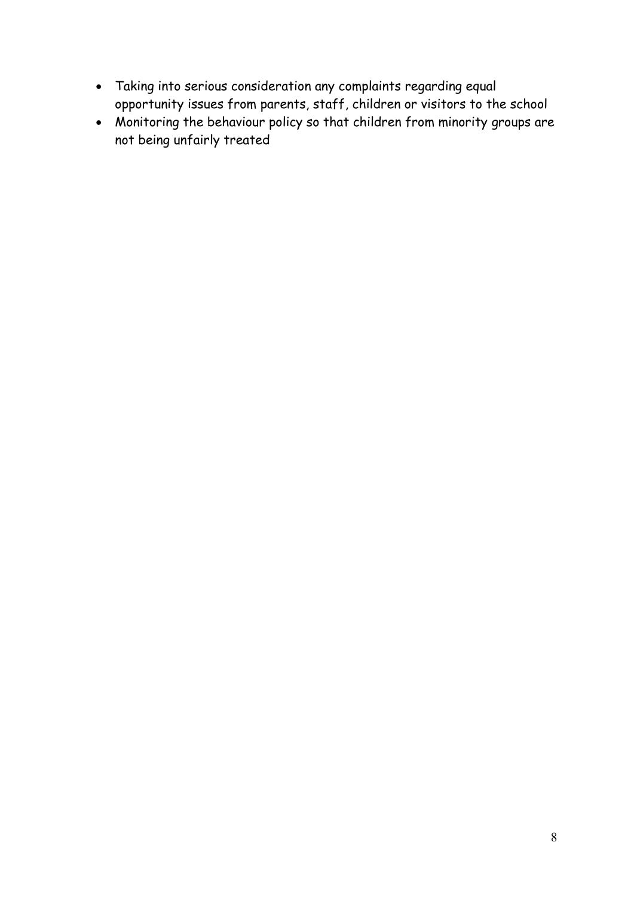- Taking into serious consideration any complaints regarding equal opportunity issues from parents, staff, children or visitors to the school
- Monitoring the behaviour policy so that children from minority groups are not being unfairly treated